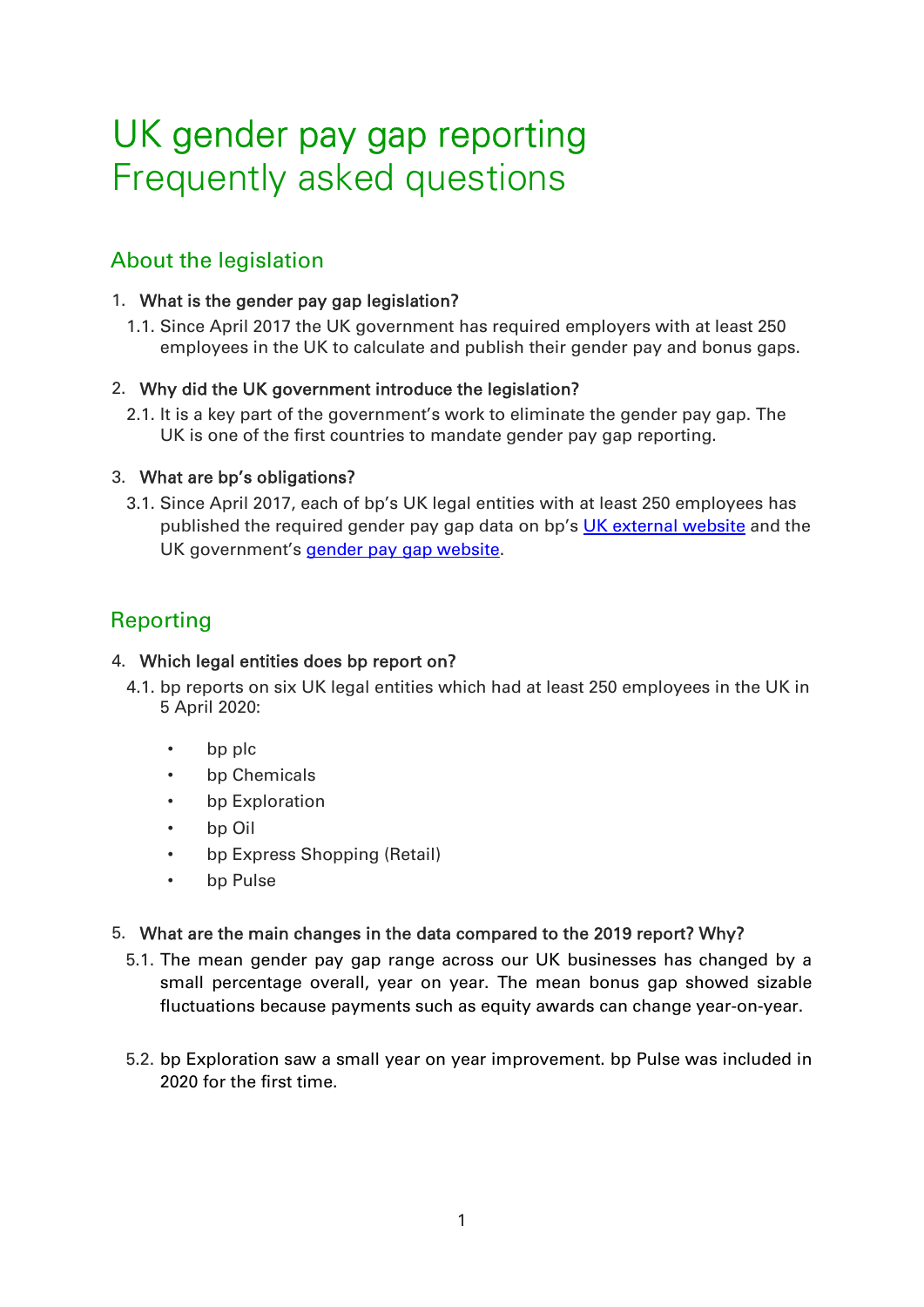# UK gender pay gap reporting
# Frequently asked questions

## About the legislation

1. **What is the gender pay gap legislation?**

   1.1. Since April 2017 the UK government has required employers with at least 250 employees in the UK to calculate and publish their gender pay and bonus gaps.

2. **Why did the UK government introduce the legislation?**

   2.1. It is a key part of the government's work to eliminate the gender pay gap. The UK is one of the first countries to mandate gender pay gap reporting.

3. **What are bp's obligations?**

   3.1. Since April 2017, each of bp's UK legal entities with at least 250 employees has published the required gender pay gap data on bp's UK external website and the UK government's gender pay gap website.

## Reporting

4. **Which legal entities does bp report on?**

   4.1. bp reports on six UK legal entities which had at least 250 employees in the UK in 5 April 2020:

   - bp plc
   - bp Chemicals
   - bp Exploration
   - bp Oil
   - bp Express Shopping (Retail)
   - bp Pulse

5. **What are the main changes in the data compared to the 2019 report? Why?**

   5.1. The mean gender pay gap range across our UK businesses has changed by a small percentage overall, year on year. The mean bonus gap showed sizable fluctuations because payments such as equity awards can change year-on-year.

   5.2. bp Exploration saw a small year on year improvement. bp Pulse was included in 2020 for the first time.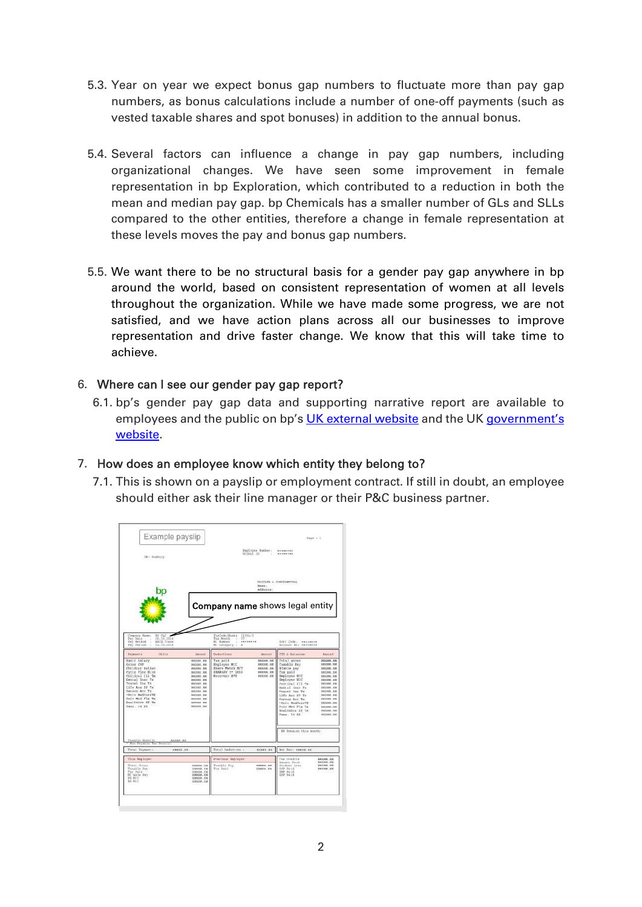5.3. Year on year we expect bonus gap numbers to fluctuate more than pay gap numbers, as bonus calculations include a number of one-off payments (such as vested taxable shares and spot bonuses) in addition to the annual bonus.

5.4. Several factors can influence a change in pay gap numbers, including organizational changes. We have seen some improvement in female representation in bp Exploration, which contributed to a reduction in both the mean and median pay gap. bp Chemicals has a smaller number of GLs and SLLs compared to the other entities, therefore a change in female representation at these levels moves the pay and bonus gap numbers.

5.5. We want there to be no structural basis for a gender pay gap anywhere in bp around the world, based on consistent representation of women at all levels throughout the organization. While we have made some progress, we are not satisfied, and we have action plans across all our businesses to improve representation and drive faster change. We know that this will take time to achieve.

6. Where can I see our gender pay gap report?

6.1. bp's gender pay gap data and supporting narrative report are available to employees and the public on bp's UK external website and the UK government's website.

7. How does an employee know which entity they belong to?

7.1. This is shown on a payslip or employment contract. If still in doubt, an employee should either ask their line manager or their P&C business partner.

Example payslip

**Company name** shows legal entity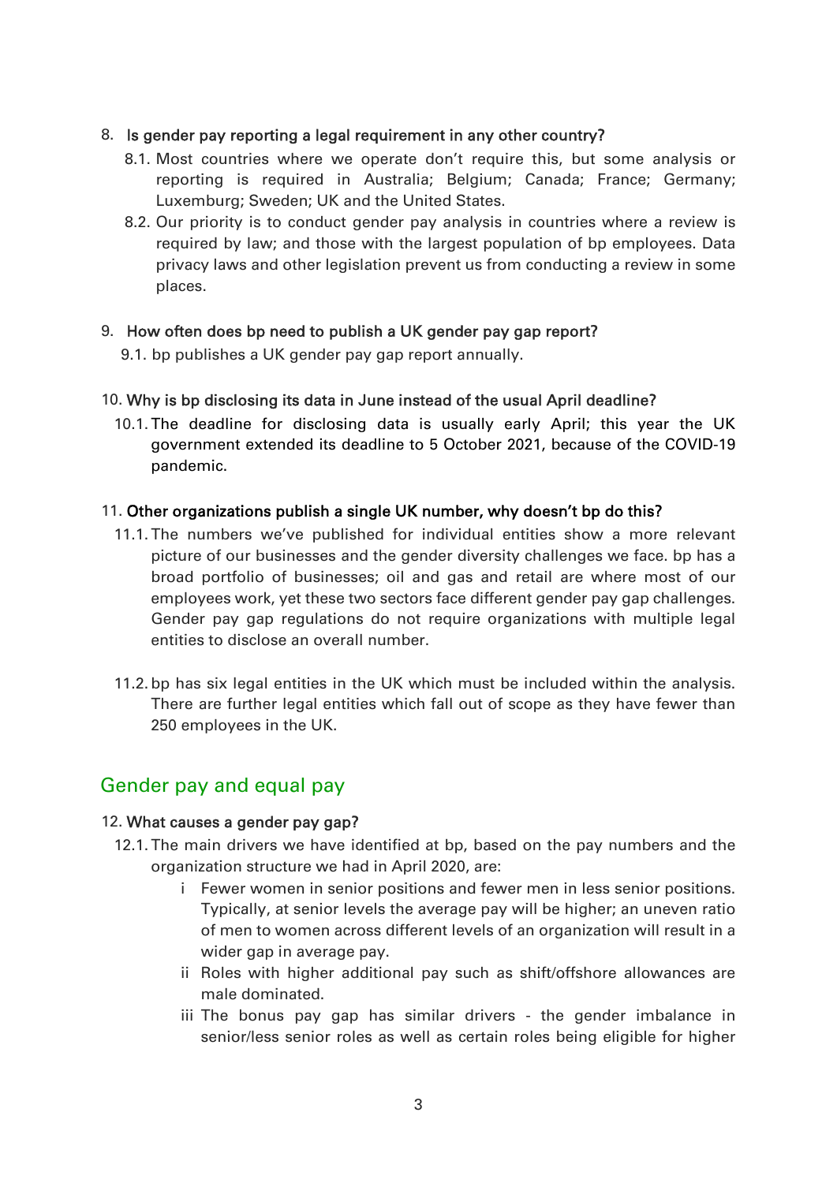8. **Is gender pay reporting a legal requirement in any other country?**
    8.1. Most countries where we operate don't require this, but some analysis or reporting is required in Australia; Belgium; Canada; France; Germany; Luxemburg; Sweden; UK and the United States.
    8.2. Our priority is to conduct gender pay analysis in countries where a review is required by law; and those with the largest population of bp employees. Data privacy laws and other legislation prevent us from conducting a review in some places.

9. **How often does bp need to publish a UK gender pay gap report?**
    9.1. bp publishes a UK gender pay gap report annually.

10. **Why is bp disclosing its data in June instead of the usual April deadline?**
    10.1. The deadline for disclosing data is usually early April; this year the UK government extended its deadline to 5 October 2021, because of the COVID-19 pandemic.

11. **Other organizations publish a single UK number, why doesn't bp do this?**
    11.1. The numbers we've published for individual entities show a more relevant picture of our businesses and the gender diversity challenges we face. bp has a broad portfolio of businesses; oil and gas and retail are where most of our employees work, yet these two sectors face different gender pay gap challenges. Gender pay gap regulations do not require organizations with multiple legal entities to disclose an overall number.

    11.2. bp has six legal entities in the UK which must be included within the analysis. There are further legal entities which fall out of scope as they have fewer than 250 employees in the UK.

## Gender pay and equal pay

12. **What causes a gender pay gap?**
    12.1. The main drivers we have identified at bp, based on the pay numbers and the organization structure we had in April 2020, are:
        i. Fewer women in senior positions and fewer men in less senior positions. Typically, at senior levels the average pay will be higher; an uneven ratio of men to women across different levels of an organization will result in a wider gap in average pay.
        ii. Roles with higher additional pay such as shift/offshore allowances are male dominated.
        iii. The bonus pay gap has similar drivers - the gender imbalance in senior/less senior roles as well as certain roles being eligible for higher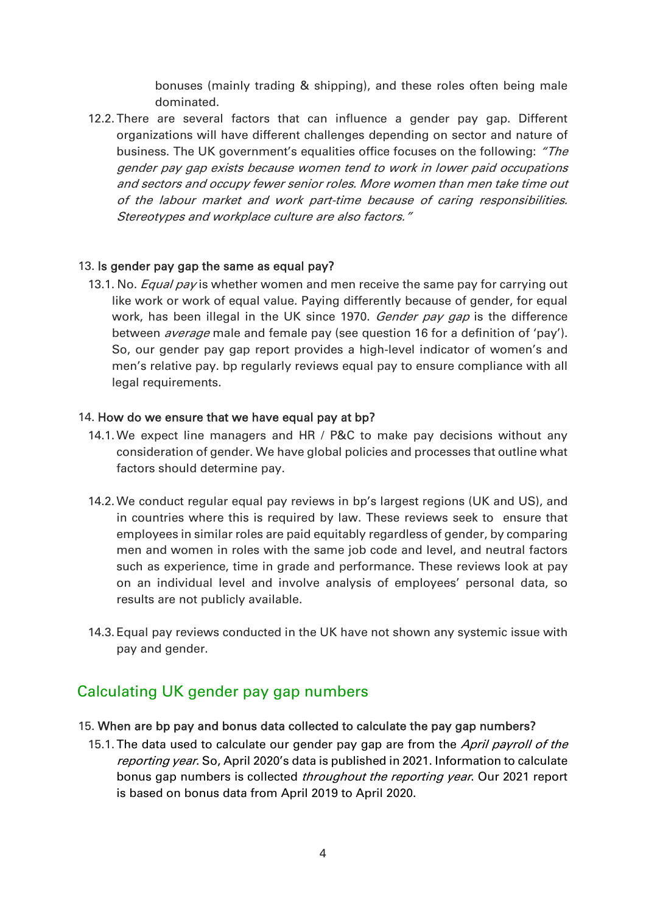bonuses (mainly trading & shipping), and these roles often being male dominated.

12.2. There are several factors that can influence a gender pay gap. Different organizations will have different challenges depending on sector and nature of business. The UK government's equalities office focuses on the following: *"The gender pay gap exists because women tend to work in lower paid occupations and sectors and occupy fewer senior roles. More women than men take time out of the labour market and work part-time because of caring responsibilities. Stereotypes and workplace culture are also factors."*

13. **Is gender pay gap the same as equal pay?**

13.1. No. *Equal pay* is whether women and men receive the same pay for carrying out like work or work of equal value. Paying differently because of gender, for equal work, has been illegal in the UK since 1970. *Gender pay gap* is the difference between *average* male and female pay (see question 16 for a definition of 'pay'). So, our gender pay gap report provides a high-level indicator of women's and men's relative pay. bp regularly reviews equal pay to ensure compliance with all legal requirements.

14. **How do we ensure that we have equal pay at bp?**

14.1. We expect line managers and HR / P&C to make pay decisions without any consideration of gender. We have global policies and processes that outline what factors should determine pay.

14.2. We conduct regular equal pay reviews in bp's largest regions (UK and US), and in countries where this is required by law. These reviews seek to ensure that employees in similar roles are paid equitably regardless of gender, by comparing men and women in roles with the same job code and level, and neutral factors such as experience, time in grade and performance. These reviews look at pay on an individual level and involve analysis of employees' personal data, so results are not publicly available.

14.3. Equal pay reviews conducted in the UK have not shown any systemic issue with pay and gender.

## Calculating UK gender pay gap numbers

15. **When are bp pay and bonus data collected to calculate the pay gap numbers?**

15.1. The data used to calculate our gender pay gap are from the *April payroll of the reporting year*. So, April 2020's data is published in 2021. Information to calculate bonus gap numbers is collected *throughout the reporting year*. Our 2021 report is based on bonus data from April 2019 to April 2020.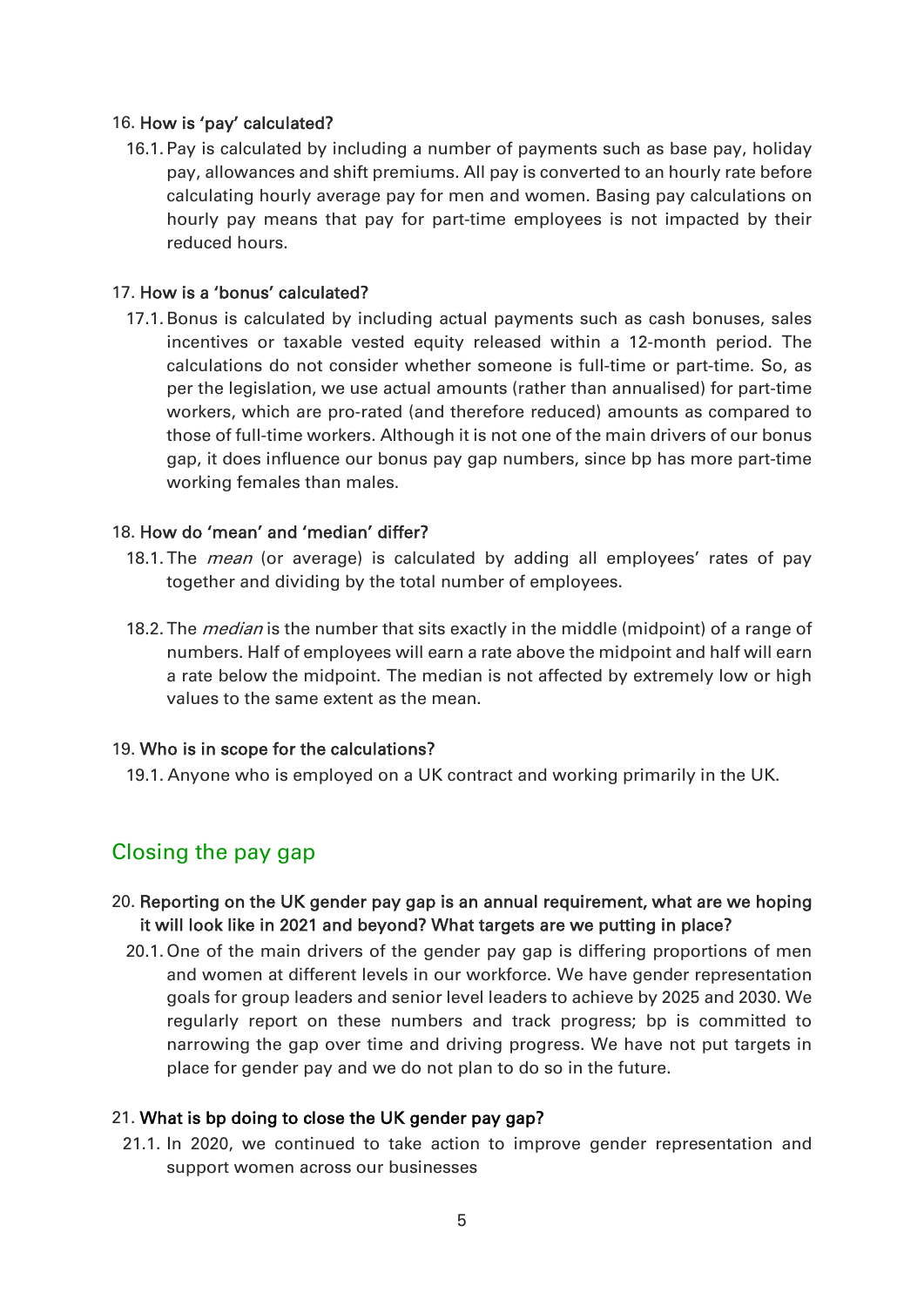16. **How is 'pay' calculated?**

    16.1. Pay is calculated by including a number of payments such as base pay, holiday pay, allowances and shift premiums. All pay is converted to an hourly rate before calculating hourly average pay for men and women. Basing pay calculations on hourly pay means that pay for part-time employees is not impacted by their reduced hours.

17. **How is a 'bonus' calculated?**

    17.1. Bonus is calculated by including actual payments such as cash bonuses, sales incentives or taxable vested equity released within a 12-month period. The calculations do not consider whether someone is full-time or part-time. So, as per the legislation, we use actual amounts (rather than annualised) for part-time workers, which are pro-rated (and therefore reduced) amounts as compared to those of full-time workers. Although it is not one of the main drivers of our bonus gap, it does influence our bonus pay gap numbers, since bp has more part-time working females than males.

18. **How do 'mean' and 'median' differ?**

    18.1. The *mean* (or average) is calculated by adding all employees' rates of pay together and dividing by the total number of employees.

    18.2. The *median* is the number that sits exactly in the middle (midpoint) of a range of numbers. Half of employees will earn a rate above the midpoint and half will earn a rate below the midpoint. The median is not affected by extremely low or high values to the same extent as the mean.

19. **Who is in scope for the calculations?**

    19.1. Anyone who is employed on a UK contract and working primarily in the UK.

## Closing the pay gap

20. **Reporting on the UK gender pay gap is an annual requirement, what are we hoping it will look like in 2021 and beyond? What targets are we putting in place?**

    20.1. One of the main drivers of the gender pay gap is differing proportions of men and women at different levels in our workforce. We have gender representation goals for group leaders and senior level leaders to achieve by 2025 and 2030. We regularly report on these numbers and track progress; bp is committed to narrowing the gap over time and driving progress. We have not put targets in place for gender pay and we do not plan to do so in the future.

21. **What is bp doing to close the UK gender pay gap?**

    21.1. In 2020, we continued to take action to improve gender representation and support women across our businesses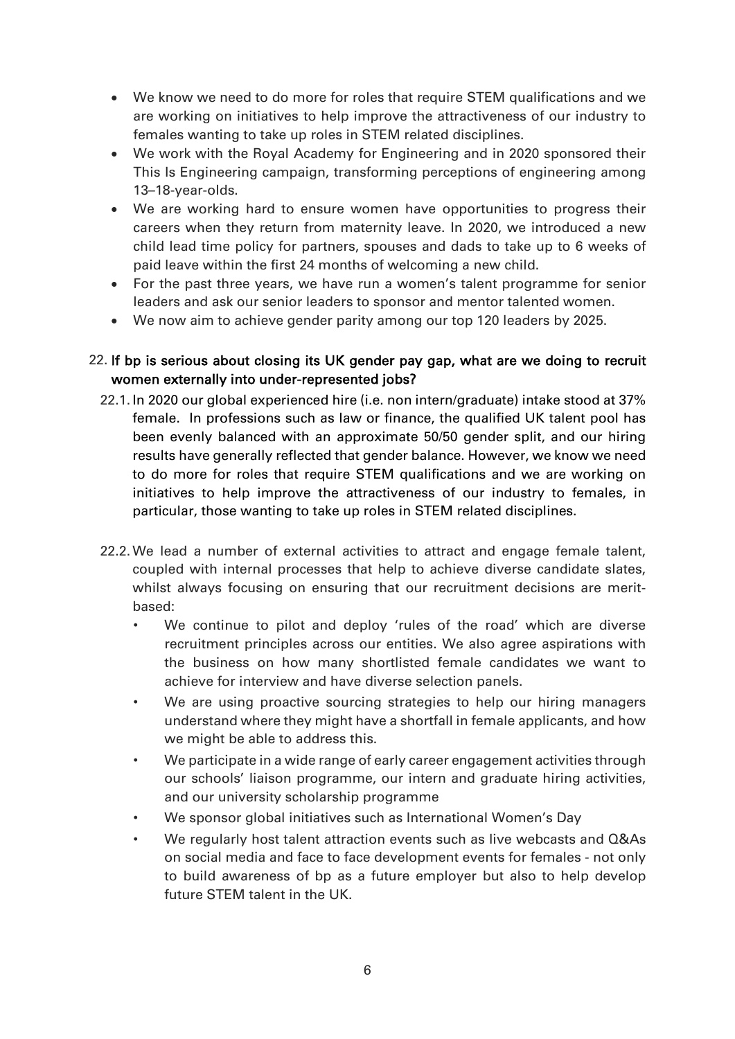- We know we need to do more for roles that require STEM qualifications and we are working on initiatives to help improve the attractiveness of our industry to females wanting to take up roles in STEM related disciplines.
- We work with the Royal Academy for Engineering and in 2020 sponsored their This Is Engineering campaign, transforming perceptions of engineering among 13–18-year-olds.
- We are working hard to ensure women have opportunities to progress their careers when they return from maternity leave. In 2020, we introduced a new child lead time policy for partners, spouses and dads to take up to 6 weeks of paid leave within the first 24 months of welcoming a new child.
- For the past three years, we have run a women's talent programme for senior leaders and ask our senior leaders to sponsor and mentor talented women.
- We now aim to achieve gender parity among our top 120 leaders by 2025.

22. **If bp is serious about closing its UK gender pay gap, what are we doing to recruit women externally into under-represented jobs?**

22.1. In 2020 our global experienced hire (i.e. non intern/graduate) intake stood at 37% female. In professions such as law or finance, the qualified UK talent pool has been evenly balanced with an approximate 50/50 gender split, and our hiring results have generally reflected that gender balance. However, we know we need to do more for roles that require STEM qualifications and we are working on initiatives to help improve the attractiveness of our industry to females, in particular, those wanting to take up roles in STEM related disciplines.

22.2. We lead a number of external activities to attract and engage female talent, coupled with internal processes that help to achieve diverse candidate slates, whilst always focusing on ensuring that our recruitment decisions are merit-based:

- We continue to pilot and deploy 'rules of the road' which are diverse recruitment principles across our entities. We also agree aspirations with the business on how many shortlisted female candidates we want to achieve for interview and have diverse selection panels.
- We are using proactive sourcing strategies to help our hiring managers understand where they might have a shortfall in female applicants, and how we might be able to address this.
- We participate in a wide range of early career engagement activities through our schools' liaison programme, our intern and graduate hiring activities, and our university scholarship programme
- We sponsor global initiatives such as International Women's Day
- We regularly host talent attraction events such as live webcasts and Q&As on social media and face to face development events for females - not only to build awareness of bp as a future employer but also to help develop future STEM talent in the UK.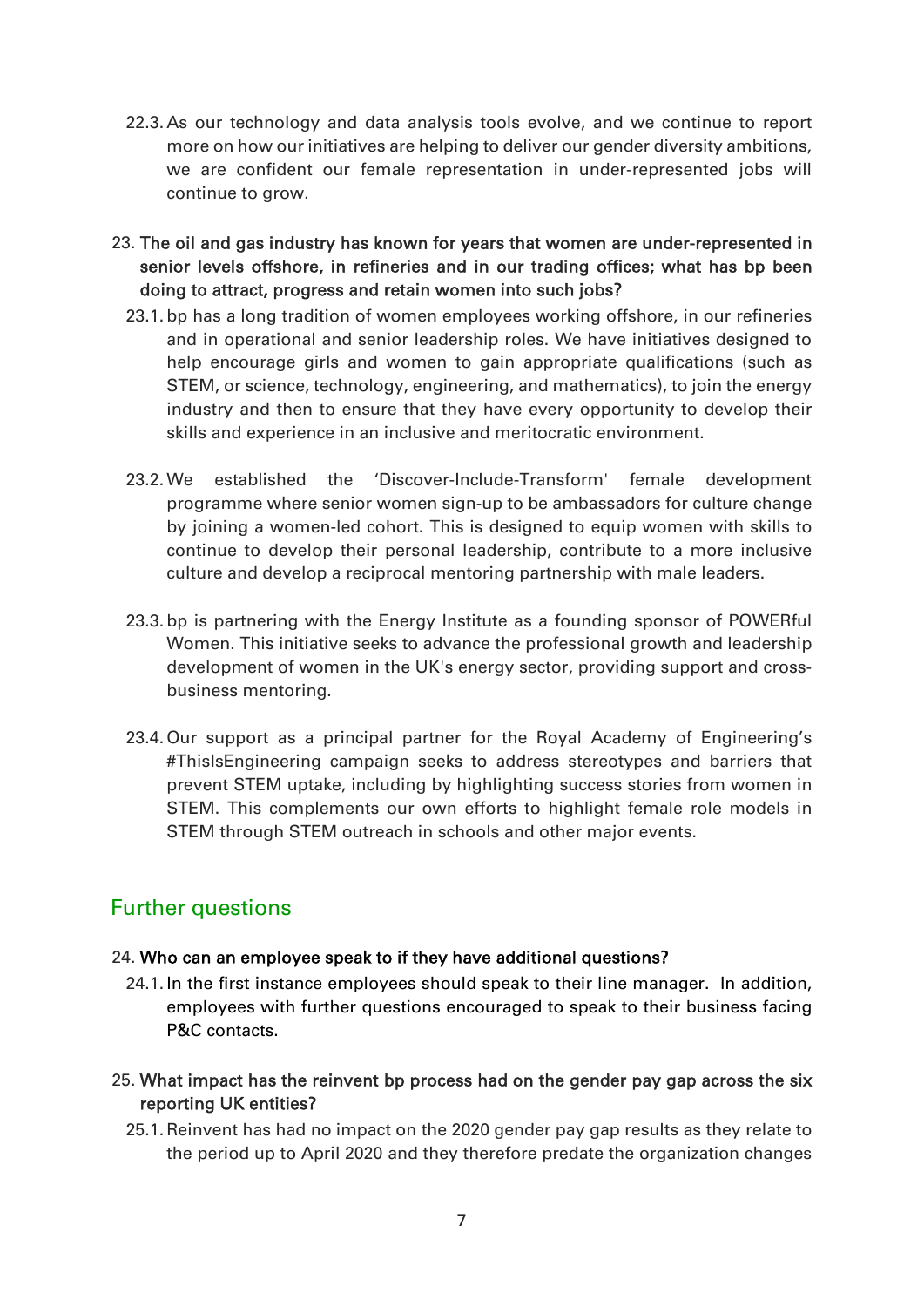22.3. As our technology and data analysis tools evolve, and we continue to report more on how our initiatives are helping to deliver our gender diversity ambitions, we are confident our female representation in under-represented jobs will continue to grow.

23. **The oil and gas industry has known for years that women are under-represented in senior levels offshore, in refineries and in our trading offices; what has bp been doing to attract, progress and retain women into such jobs?**

23.1. bp has a long tradition of women employees working offshore, in our refineries and in operational and senior leadership roles. We have initiatives designed to help encourage girls and women to gain appropriate qualifications (such as STEM, or science, technology, engineering, and mathematics), to join the energy industry and then to ensure that they have every opportunity to develop their skills and experience in an inclusive and meritocratic environment.

23.2. We established the 'Discover-Include-Transform' female development programme where senior women sign-up to be ambassadors for culture change by joining a women-led cohort. This is designed to equip women with skills to continue to develop their personal leadership, contribute to a more inclusive culture and develop a reciprocal mentoring partnership with male leaders.

23.3. bp is partnering with the Energy Institute as a founding sponsor of POWERful Women. This initiative seeks to advance the professional growth and leadership development of women in the UK's energy sector, providing support and cross-business mentoring.

23.4. Our support as a principal partner for the Royal Academy of Engineering's #ThisIsEngineering campaign seeks to address stereotypes and barriers that prevent STEM uptake, including by highlighting success stories from women in STEM. This complements our own efforts to highlight female role models in STEM through STEM outreach in schools and other major events.

## Further questions

24. **Who can an employee speak to if they have additional questions?**

24.1. In the first instance employees should speak to their line manager. In addition, employees with further questions encouraged to speak to their business facing P&C contacts.

25. **What impact has the reinvent bp process had on the gender pay gap across the six reporting UK entities?**

25.1. Reinvent has had no impact on the 2020 gender pay gap results as they relate to the period up to April 2020 and they therefore predate the organization changes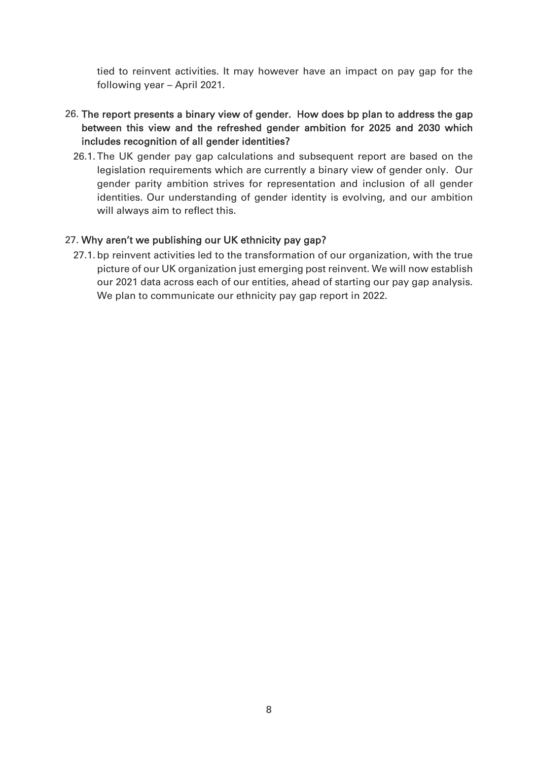tied to reinvent activities. It may however have an impact on pay gap for the following year – April 2021.

26. **The report presents a binary view of gender. How does bp plan to address the gap between this view and the refreshed gender ambition for 2025 and 2030 which includes recognition of all gender identities?**

    26.1. The UK gender pay gap calculations and subsequent report are based on the legislation requirements which are currently a binary view of gender only. Our gender parity ambition strives for representation and inclusion of all gender identities. Our understanding of gender identity is evolving, and our ambition will always aim to reflect this.

27. **Why aren't we publishing our UK ethnicity pay gap?**

    27.1. bp reinvent activities led to the transformation of our organization, with the true picture of our UK organization just emerging post reinvent. We will now establish our 2021 data across each of our entities, ahead of starting our pay gap analysis. We plan to communicate our ethnicity pay gap report in 2022.